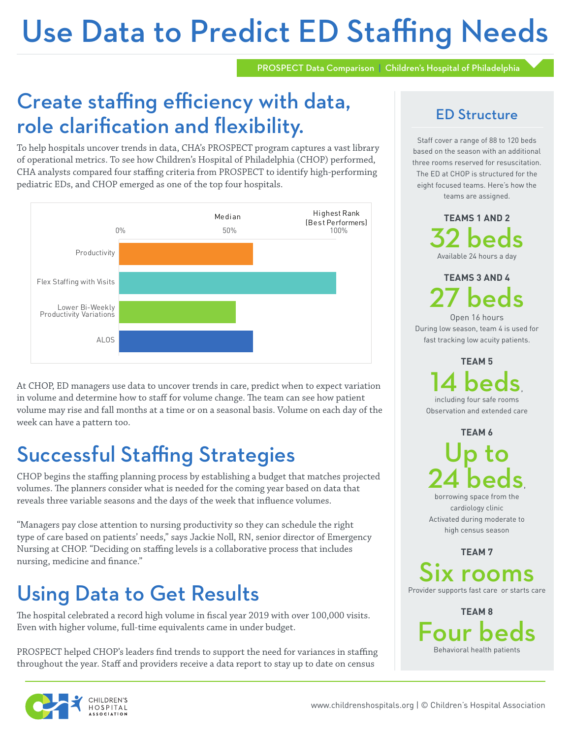# Use Data to Predict ED Staffing Needs

PROSPECT Data Comparison | Children's Hospital of Philadelphia

## Create staffing efficiency with data, role clarification and flexibility.

To help hospitals uncover trends in data, CHA's PROSPECT program captures a vast library of operational metrics. To see how Children's Hospital of Philadelphia (CHOP) performed, CHA analysts compared four staffing criteria from PROSPECT to identify high-performing pediatric EDs, and CHOP emerged as one of the top four hospitals.

| Criteria | Rank (0% – Median 50% – Highest Rank [Best Performers] 100%) |
|---|---|
| Productivity | ~56% |
| Flex Staffing with Visits | ~100% |
| Lower Bi-Weekly Productivity Variations | ~48% |
| ALOS | ~56% |

At CHOP, ED managers use data to uncover trends in care, predict when to expect variation in volume and determine how to staff for volume change. The team can see how patient volume may rise and fall months at a time or on a seasonal basis. Volume on each day of the week can have a pattern too.

## Successful Staffing Strategies

CHOP begins the staffing planning process by establishing a budget that matches projected volumes. The planners consider what is needed for the coming year based on data that reveals three variable seasons and the days of the week that influence volumes.

"Managers pay close attention to nursing productivity so they can schedule the right type of care based on patients' needs," says Jackie Noll, RN, senior director of Emergency Nursing at CHOP. "Deciding on staffing levels is a collaborative process that includes nursing, medicine and finance."

## Using Data to Get Results

The hospital celebrated a record high volume in fiscal year 2019 with over 100,000 visits. Even with higher volume, full-time equivalents came in under budget.

PROSPECT helped CHOP's leaders find trends to support the need for variances in staffing throughout the year. Staff and providers receive a data report to stay up to date on census

### ED Structure

Staff cover a range of 88 to 120 beds based on the season with an additional three rooms reserved for resuscitation. The ED at CHOP is structured for the eight focused teams. Here's how the teams are assigned.

**TEAMS 1 AND 2**
**32 beds**
Available 24 hours a day

**TEAMS 3 AND 4**
**27 beds**
Open 16 hours
During low season, team 4 is used for fast tracking low acuity patients.

**TEAM 5**
**14 beds**, including four safe rooms
Observation and extended care

**TEAM 6**
**Up to 24 beds**, borrowing space from the cardiology clinic
Activated during moderate to high census season

**TEAM 7**
**Six rooms**
Provider supports fast care or starts care

**TEAM 8**
**Four beds**
Behavioral health patients

www.childrenshospitals.org | © Children's Hospital Association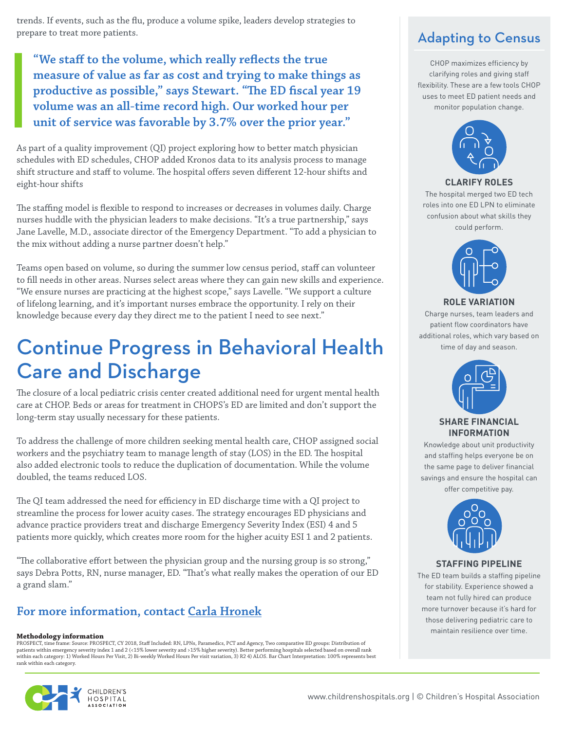trends. If events, such as the flu, produce a volume spike, leaders develop strategies to prepare to treat more patients.

> **"We staff to the volume, which really reflects the true measure of value as far as cost and trying to make things as productive as possible," says Stewart. "The ED fiscal year 19 volume was an all-time record high. Our worked hour per unit of service was favorable by 3.7% over the prior year."**

As part of a quality improvement (QI) project exploring how to better match physician schedules with ED schedules, CHOP added Kronos data to its analysis process to manage shift structure and staff to volume. The hospital offers seven different 12-hour shifts and eight-hour shifts

The staffing model is flexible to respond to increases or decreases in volumes daily. Charge nurses huddle with the physician leaders to make decisions. "It's a true partnership," says Jane Lavelle, M.D., associate director of the Emergency Department. "To add a physician to the mix without adding a nurse partner doesn't help."

Teams open based on volume, so during the summer low census period, staff can volunteer to fill needs in other areas. Nurses select areas where they can gain new skills and experience. "We ensure nurses are practicing at the highest scope," says Lavelle. "We support a culture of lifelong learning, and it's important nurses embrace the opportunity. I rely on their knowledge because every day they direct me to the patient I need to see next."

# Continue Progress in Behavioral Health Care and Discharge

The closure of a local pediatric crisis center created additional need for urgent mental health care at CHOP. Beds or areas for treatment in CHOPS's ED are limited and don't support the long-term stay usually necessary for these patients.

To address the challenge of more children seeking mental health care, CHOP assigned social workers and the psychiatry team to manage length of stay (LOS) in the ED. The hospital also added electronic tools to reduce the duplication of documentation. While the volume doubled, the teams reduced LOS.

The QI team addressed the need for efficiency in ED discharge time with a QI project to streamline the process for lower acuity cases. The strategy encourages ED physicians and advance practice providers treat and discharge Emergency Severity Index (ESI) 4 and 5 patients more quickly, which creates more room for the higher acuity ESI 1 and 2 patients.

"The collaborative effort between the physician group and the nursing group is so strong," says Debra Potts, RN, nurse manager, ED. "That's what really makes the operation of our ED a grand slam."

### For more information, contact Carla Hronek

**Methodology information**

PROSPECT, time frame: Source: PROSPECT, CY 2018, Staff Included: RN, LPNs, Paramedics, PCT and Agency, Two comparative ED groups: Distribution of patients within emergency severity index 1 and 2 (<15% lower severity and >15% higher severity). Better performing hospitals selected based on overall rank within each category: 1) Worked Hours Per Visit, 2) Bi-weekly Worked Hours Per visit variation, 3) R2 4) ALOS. Bar Chart Interpretation: 100% represents best rank within each category.

## Adapting to Census

CHOP maximizes efficiency by clarifying roles and giving staff flexibility. These are a few tools CHOP uses to meet ED patient needs and monitor population change.

**CLARIFY ROLES**

The hospital merged two ED tech roles into one ED LPN to eliminate confusion about what skills they could perform.

**ROLE VARIATION**

Charge nurses, team leaders and patient flow coordinators have additional roles, which vary based on time of day and season.

**SHARE FINANCIAL INFORMATION**

Knowledge about unit productivity and staffing helps everyone be on the same page to deliver financial savings and ensure the hospital can offer competitive pay.

**STAFFING PIPELINE**

The ED team builds a staffing pipeline for stability. Experience showed a team not fully hired can produce more turnover because it's hard for those delivering pediatric care to maintain resilience over time.